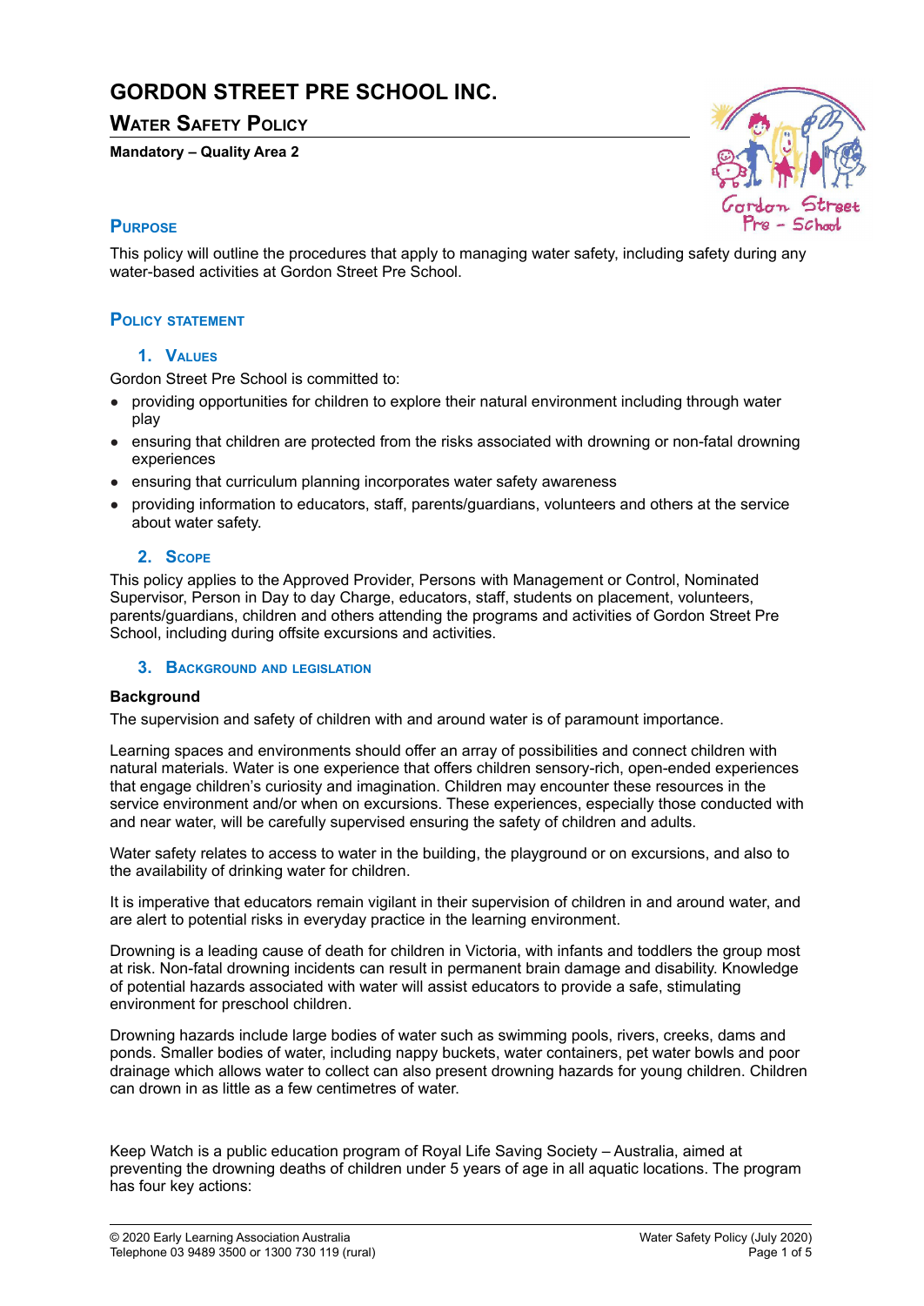# GORDON STREET PRE SCHOOL INC.

## Water Safety Policy

**Mandatory – Quality Area 2**

### Purpose

This policy will outline the procedures that apply to managing water safety, including safety during any water-based activities at Gordon Street Pre School.

### Policy statement

#### 1. Values

Gordon Street Pre School is committed to:

- providing opportunities for children to explore their natural environment including through water play
- ensuring that children are protected from the risks associated with drowning or non-fatal drowning experiences
- ensuring that curriculum planning incorporates water safety awareness
- providing information to educators, staff, parents/guardians, volunteers and others at the service about water safety.

#### 2. Scope

This policy applies to the Approved Provider, Persons with Management or Control, Nominated Supervisor, Person in Day to day Charge, educators, staff, students on placement, volunteers, parents/guardians, children and others attending the programs and activities of Gordon Street Pre School, including during offsite excursions and activities.

#### 3. Background and legislation

**Background**

The supervision and safety of children with and around water is of paramount importance.

Learning spaces and environments should offer an array of possibilities and connect children with natural materials. Water is one experience that offers children sensory-rich, open-ended experiences that engage children's curiosity and imagination. Children may encounter these resources in the service environment and/or when on excursions. These experiences, especially those conducted with and near water, will be carefully supervised ensuring the safety of children and adults.

Water safety relates to access to water in the building, the playground or on excursions, and also to the availability of drinking water for children.

It is imperative that educators remain vigilant in their supervision of children in and around water, and are alert to potential risks in everyday practice in the learning environment.

Drowning is a leading cause of death for children in Victoria, with infants and toddlers the group most at risk. Non-fatal drowning incidents can result in permanent brain damage and disability. Knowledge of potential hazards associated with water will assist educators to provide a safe, stimulating environment for preschool children.

Drowning hazards include large bodies of water such as swimming pools, rivers, creeks, dams and ponds. Smaller bodies of water, including nappy buckets, water containers, pet water bowls and poor drainage which allows water to collect can also present drowning hazards for young children. Children can drown in as little as a few centimetres of water.

Keep Watch is a public education program of Royal Life Saving Society – Australia, aimed at preventing the drowning deaths of children under 5 years of age in all aquatic locations. The program has four key actions: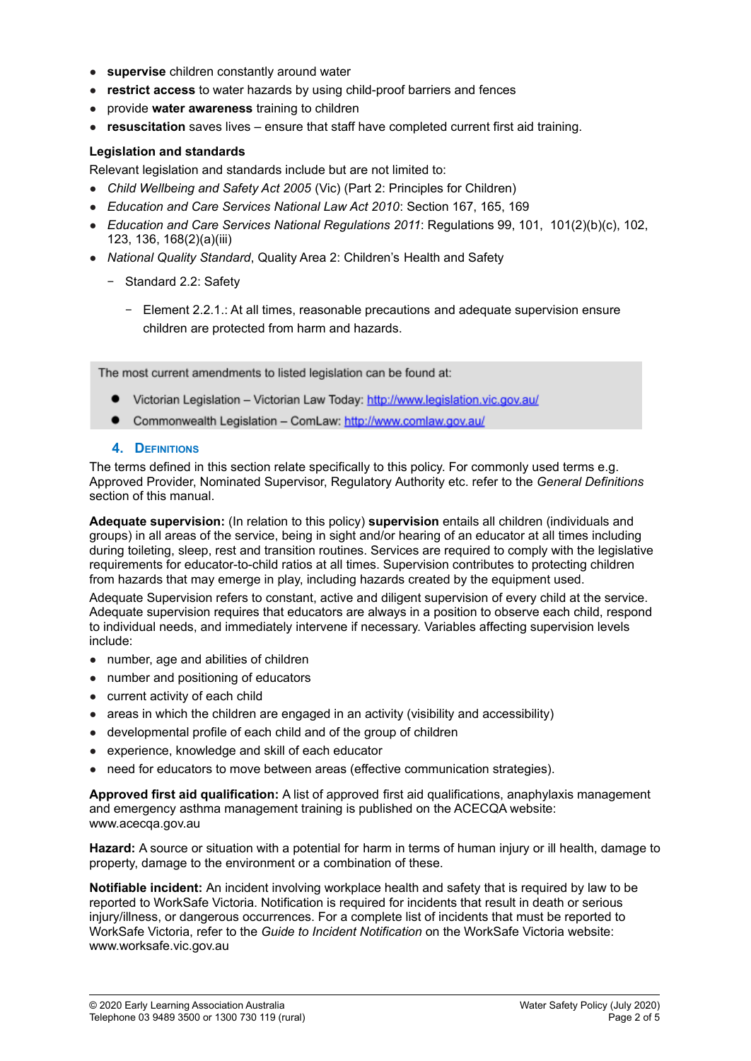- **supervise** children constantly around water
- **restrict access** to water hazards by using child-proof barriers and fences
- provide **water awareness** training to children
- **resuscitation** saves lives – ensure that staff have completed current first aid training.

**Legislation and standards**

Relevant legislation and standards include but are not limited to:

- *Child Wellbeing and Safety Act 2005* (Vic) (Part 2: Principles for Children)
- *Education and Care Services National Law Act 2010*: Section 167, 165, 169
- *Education and Care Services National Regulations 2011*: Regulations 99, 101, 101(2)(b)(c), 102, 123, 136, 168(2)(a)(iii)
- *National Quality Standard*, Quality Area 2: Children's Health and Safety
  - Standard 2.2: Safety
    - Element 2.2.1.: At all times, reasonable precautions and adequate supervision ensure children are protected from harm and hazards.

The most current amendments to listed legislation can be found at:

- Victorian Legislation – Victorian Law Today: http://www.legislation.vic.gov.au/
- Commonwealth Legislation – ComLaw: http://www.comlaw.gov.au/

## 4. Definitions

The terms defined in this section relate specifically to this policy. For commonly used terms e.g. Approved Provider, Nominated Supervisor, Regulatory Authority etc. refer to the *General Definitions* section of this manual.

**Adequate supervision:** (In relation to this policy) **supervision** entails all children (individuals and groups) in all areas of the service, being in sight and/or hearing of an educator at all times including during toileting, sleep, rest and transition routines. Services are required to comply with the legislative requirements for educator-to-child ratios at all times. Supervision contributes to protecting children from hazards that may emerge in play, including hazards created by the equipment used.

Adequate Supervision refers to constant, active and diligent supervision of every child at the service. Adequate supervision requires that educators are always in a position to observe each child, respond to individual needs, and immediately intervene if necessary. Variables affecting supervision levels include:

- number, age and abilities of children
- number and positioning of educators
- current activity of each child
- areas in which the children are engaged in an activity (visibility and accessibility)
- developmental profile of each child and of the group of children
- experience, knowledge and skill of each educator
- need for educators to move between areas (effective communication strategies).

**Approved first aid qualification:** A list of approved first aid qualifications, anaphylaxis management and emergency asthma management training is published on the ACECQA website: www.acecqa.gov.au

**Hazard:** A source or situation with a potential for harm in terms of human injury or ill health, damage to property, damage to the environment or a combination of these.

**Notifiable incident:** An incident involving workplace health and safety that is required by law to be reported to WorkSafe Victoria. Notification is required for incidents that result in death or serious injury/illness, or dangerous occurrences. For a complete list of incidents that must be reported to WorkSafe Victoria, refer to the *Guide to Incident Notification* on the WorkSafe Victoria website: www.worksafe.vic.gov.au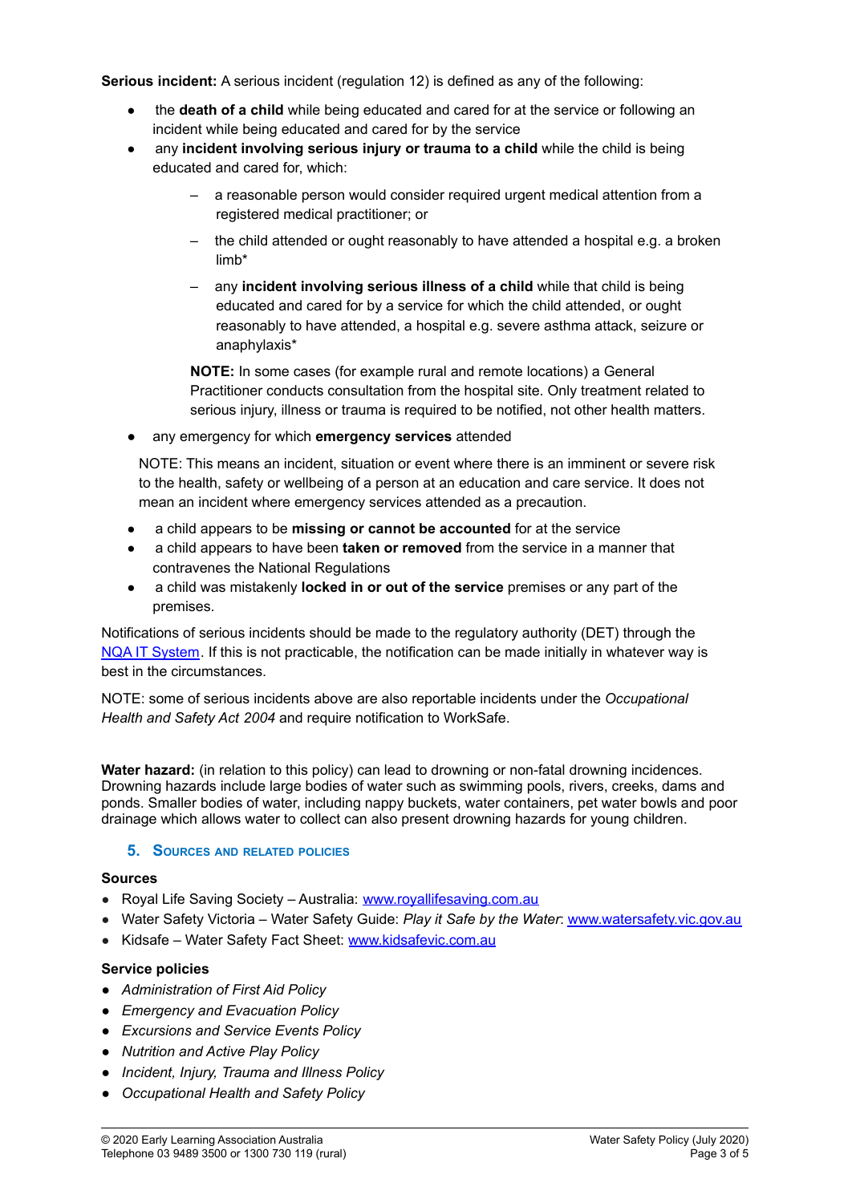**Serious incident:** A serious incident (regulation 12) is defined as any of the following:

- the **death of a child** while being educated and cared for at the service or following an incident while being educated and cared for by the service
- any **incident involving serious injury or trauma to a child** while the child is being educated and cared for, which:
  - a reasonable person would consider required urgent medical attention from a registered medical practitioner; or
  - the child attended or ought reasonably to have attended a hospital e.g. a broken limb*
  - any **incident involving serious illness of a child** while that child is being educated and cared for by a service for which the child attended, or ought reasonably to have attended, a hospital e.g. severe asthma attack, seizure or anaphylaxis*

  **NOTE:** In some cases (for example rural and remote locations) a General Practitioner conducts consultation from the hospital site. Only treatment related to serious injury, illness or trauma is required to be notified, not other health matters.

- any emergency for which **emergency services** attended

  NOTE: This means an incident, situation or event where there is an imminent or severe risk to the health, safety or wellbeing of a person at an education and care service. It does not mean an incident where emergency services attended as a precaution.

- a child appears to be **missing or cannot be accounted** for at the service
- a child appears to have been **taken or removed** from the service in a manner that contravenes the National Regulations
- a child was mistakenly **locked in or out of the service** premises or any part of the premises.

Notifications of serious incidents should be made to the regulatory authority (DET) through the NQA IT System. If this is not practicable, the notification can be made initially in whatever way is best in the circumstances.

NOTE: some of serious incidents above are also reportable incidents under the *Occupational Health and Safety Act 2004* and require notification to WorkSafe.

**Water hazard:** (in relation to this policy) can lead to drowning or non-fatal drowning incidences. Drowning hazards include large bodies of water such as swimming pools, rivers, creeks, dams and ponds. Smaller bodies of water, including nappy buckets, water containers, pet water bowls and poor drainage which allows water to collect can also present drowning hazards for young children.

## 5. Sources and related policies

**Sources**

- Royal Life Saving Society – Australia: www.royallifesaving.com.au
- Water Safety Victoria – Water Safety Guide: *Play it Safe by the Water*: www.watersafety.vic.gov.au
- Kidsafe – Water Safety Fact Sheet: www.kidsafevic.com.au

**Service policies**

- *Administration of First Aid Policy*
- *Emergency and Evacuation Policy*
- *Excursions and Service Events Policy*
- *Nutrition and Active Play Policy*
- *Incident, Injury, Trauma and Illness Policy*
- *Occupational Health and Safety Policy*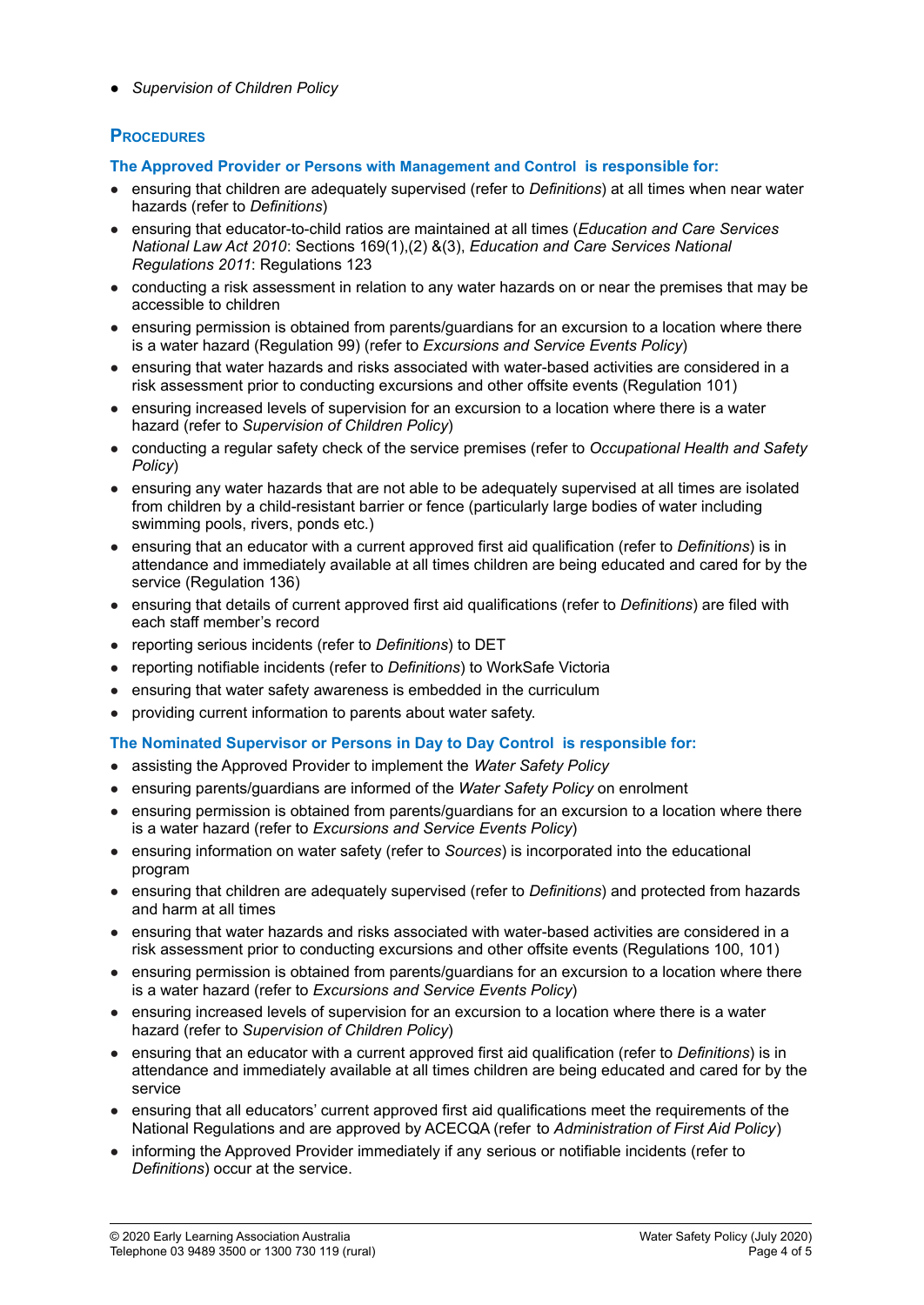- *Supervision of Children Policy*

## Procedures

### The Approved Provider or Persons with Management and Control is responsible for:

- ensuring that children are adequately supervised (refer to *Definitions*) at all times when near water hazards (refer to *Definitions*)
- ensuring that educator-to-child ratios are maintained at all times (*Education and Care Services National Law Act 2010*: Sections 169(1),(2) &(3), *Education and Care Services National Regulations 2011*: Regulations 123
- conducting a risk assessment in relation to any water hazards on or near the premises that may be accessible to children
- ensuring permission is obtained from parents/guardians for an excursion to a location where there is a water hazard (Regulation 99) (refer to *Excursions and Service Events Policy*)
- ensuring that water hazards and risks associated with water-based activities are considered in a risk assessment prior to conducting excursions and other offsite events (Regulation 101)
- ensuring increased levels of supervision for an excursion to a location where there is a water hazard (refer to *Supervision of Children Policy*)
- conducting a regular safety check of the service premises (refer to *Occupational Health and Safety Policy*)
- ensuring any water hazards that are not able to be adequately supervised at all times are isolated from children by a child-resistant barrier or fence (particularly large bodies of water including swimming pools, rivers, ponds etc.)
- ensuring that an educator with a current approved first aid qualification (refer to *Definitions*) is in attendance and immediately available at all times children are being educated and cared for by the service (Regulation 136)
- ensuring that details of current approved first aid qualifications (refer to *Definitions*) are filed with each staff member's record
- reporting serious incidents (refer to *Definitions*) to DET
- reporting notifiable incidents (refer to *Definitions*) to WorkSafe Victoria
- ensuring that water safety awareness is embedded in the curriculum
- providing current information to parents about water safety.

### The Nominated Supervisor or Persons in Day to Day Control is responsible for:

- assisting the Approved Provider to implement the *Water Safety Policy*
- ensuring parents/guardians are informed of the *Water Safety Policy* on enrolment
- ensuring permission is obtained from parents/guardians for an excursion to a location where there is a water hazard (refer to *Excursions and Service Events Policy*)
- ensuring information on water safety (refer to *Sources*) is incorporated into the educational program
- ensuring that children are adequately supervised (refer to *Definitions*) and protected from hazards and harm at all times
- ensuring that water hazards and risks associated with water-based activities are considered in a risk assessment prior to conducting excursions and other offsite events (Regulations 100, 101)
- ensuring permission is obtained from parents/guardians for an excursion to a location where there is a water hazard (refer to *Excursions and Service Events Policy*)
- ensuring increased levels of supervision for an excursion to a location where there is a water hazard (refer to *Supervision of Children Policy*)
- ensuring that an educator with a current approved first aid qualification (refer to *Definitions*) is in attendance and immediately available at all times children are being educated and cared for by the service
- ensuring that all educators' current approved first aid qualifications meet the requirements of the National Regulations and are approved by ACECQA (refer to *Administration of First Aid Policy*)
- informing the Approved Provider immediately if any serious or notifiable incidents (refer to *Definitions*) occur at the service.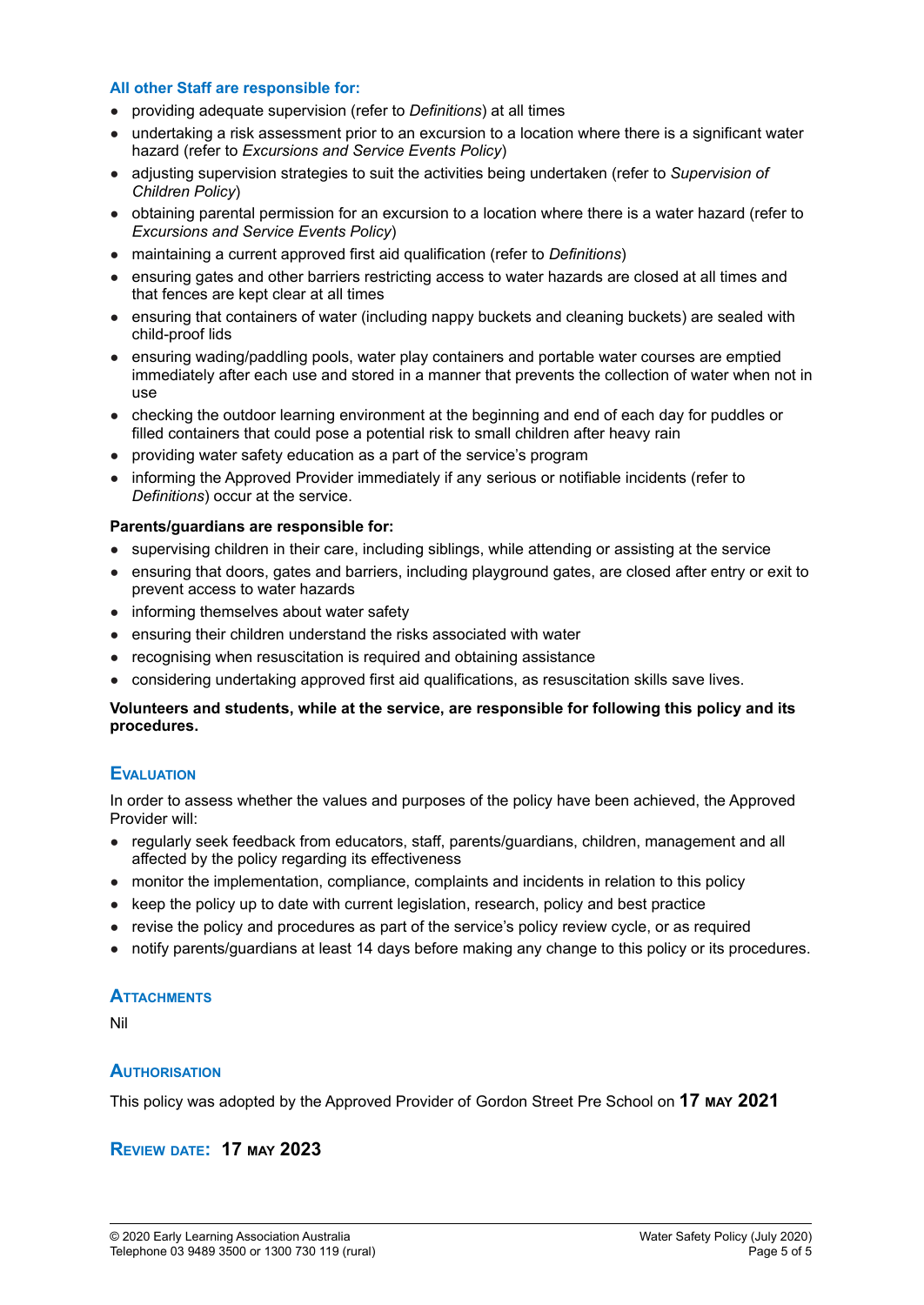**All other Staff are responsible for:**

- providing adequate supervision (refer to *Definitions*) at all times
- undertaking a risk assessment prior to an excursion to a location where there is a significant water hazard (refer to *Excursions and Service Events Policy*)
- adjusting supervision strategies to suit the activities being undertaken (refer to *Supervision of Children Policy*)
- obtaining parental permission for an excursion to a location where there is a water hazard (refer to *Excursions and Service Events Policy*)
- maintaining a current approved first aid qualification (refer to *Definitions*)
- ensuring gates and other barriers restricting access to water hazards are closed at all times and that fences are kept clear at all times
- ensuring that containers of water (including nappy buckets and cleaning buckets) are sealed with child-proof lids
- ensuring wading/paddling pools, water play containers and portable water courses are emptied immediately after each use and stored in a manner that prevents the collection of water when not in use
- checking the outdoor learning environment at the beginning and end of each day for puddles or filled containers that could pose a potential risk to small children after heavy rain
- providing water safety education as a part of the service's program
- informing the Approved Provider immediately if any serious or notifiable incidents (refer to *Definitions*) occur at the service.

**Parents/guardians are responsible for:**

- supervising children in their care, including siblings, while attending or assisting at the service
- ensuring that doors, gates and barriers, including playground gates, are closed after entry or exit to prevent access to water hazards
- informing themselves about water safety
- ensuring their children understand the risks associated with water
- recognising when resuscitation is required and obtaining assistance
- considering undertaking approved first aid qualifications, as resuscitation skills save lives.

**Volunteers and students, while at the service, are responsible for following this policy and its procedures.**

## Evaluation

In order to assess whether the values and purposes of the policy have been achieved, the Approved Provider will:

- regularly seek feedback from educators, staff, parents/guardians, children, management and all affected by the policy regarding its effectiveness
- monitor the implementation, compliance, complaints and incidents in relation to this policy
- keep the policy up to date with current legislation, research, policy and best practice
- revise the policy and procedures as part of the service's policy review cycle, or as required
- notify parents/guardians at least 14 days before making any change to this policy or its procedures.

## Attachments

Nil

## Authorisation

This policy was adopted by the Approved Provider of Gordon Street Pre School on **17 May 2021**

## Review date: 17 May 2023